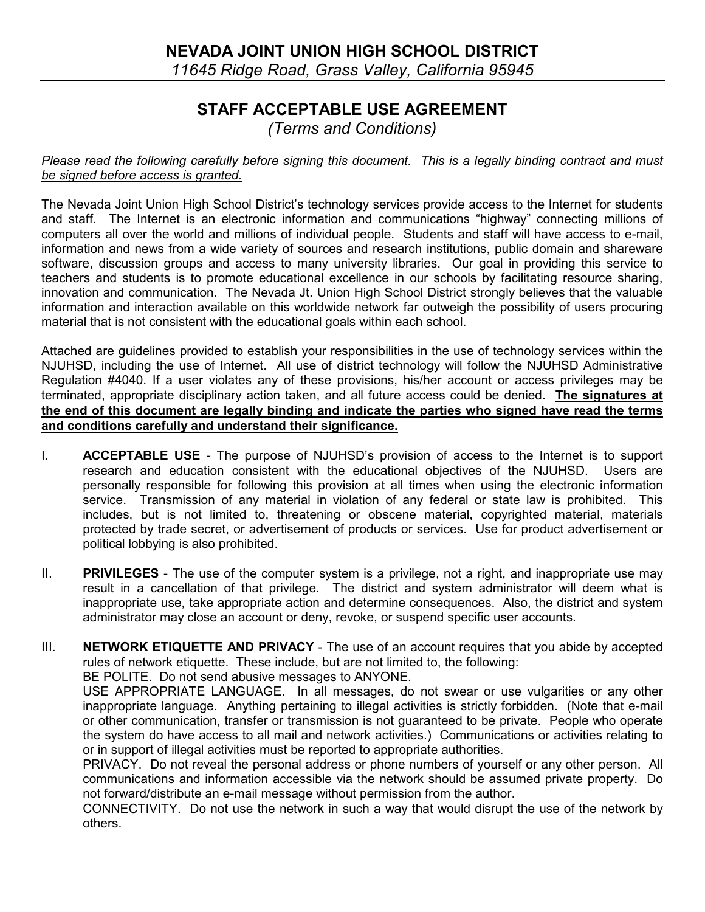# NEVADA JOINT UNION HIGH SCHOOL DISTRICT

*11645 Ridge Road, Grass Valley, California 95945*

## STAFF ACCEPTABLE USE AGREEMENT

*(Terms and Conditions)*

*Please read the following carefully before signing this document. This is a legally binding contract and must be signed before access is granted.*

The Nevada Joint Union High School District's technology services provide access to the Internet for students and staff. The Internet is an electronic information and communications "highway" connecting millions of computers all over the world and millions of individual people. Students and staff will have access to e-mail, information and news from a wide variety of sources and research institutions, public domain and shareware software, discussion groups and access to many university libraries. Our goal in providing this service to teachers and students is to promote educational excellence in our schools by facilitating resource sharing, innovation and communication. The Nevada Jt. Union High School District strongly believes that the valuable information and interaction available on this worldwide network far outweigh the possibility of users procuring material that is not consistent with the educational goals within each school.

Attached are guidelines provided to establish your responsibilities in the use of technology services within the NJUHSD, including the use of Internet. All use of district technology will follow the NJUHSD Administrative Regulation #4040. If a user violates any of these provisions, his/her account or access privileges may be terminated, appropriate disciplinary action taken, and all future access could be denied. **The signatures at the end of this document are legally binding and indicate the parties who signed have read the terms and conditions carefully and understand their significance.**

I. **ACCEPTABLE USE** - The purpose of NJUHSD's provision of access to the Internet is to support research and education consistent with the educational objectives of the NJUHSD. Users are personally responsible for following this provision at all times when using the electronic information service. Transmission of any material in violation of any federal or state law is prohibited. This includes, but is not limited to, threatening or obscene material, copyrighted material, materials protected by trade secret, or advertisement of products or services. Use for product advertisement or political lobbying is also prohibited.

II. **PRIVILEGES** - The use of the computer system is a privilege, not a right, and inappropriate use may result in a cancellation of that privilege. The district and system administrator will deem what is inappropriate use, take appropriate action and determine consequences. Also, the district and system administrator may close an account or deny, revoke, or suspend specific user accounts.

III. **NETWORK ETIQUETTE AND PRIVACY** - The use of an account requires that you abide by accepted rules of network etiquette. These include, but are not limited to, the following:

BE POLITE. Do not send abusive messages to ANYONE.

USE APPROPRIATE LANGUAGE. In all messages, do not swear or use vulgarities or any other inappropriate language. Anything pertaining to illegal activities is strictly forbidden. (Note that e-mail or other communication, transfer or transmission is not guaranteed to be private. People who operate the system do have access to all mail and network activities.) Communications or activities relating to or in support of illegal activities must be reported to appropriate authorities.

PRIVACY. Do not reveal the personal address or phone numbers of yourself or any other person. All communications and information accessible via the network should be assumed private property. Do not forward/distribute an e-mail message without permission from the author.

CONNECTIVITY. Do not use the network in such a way that would disrupt the use of the network by others.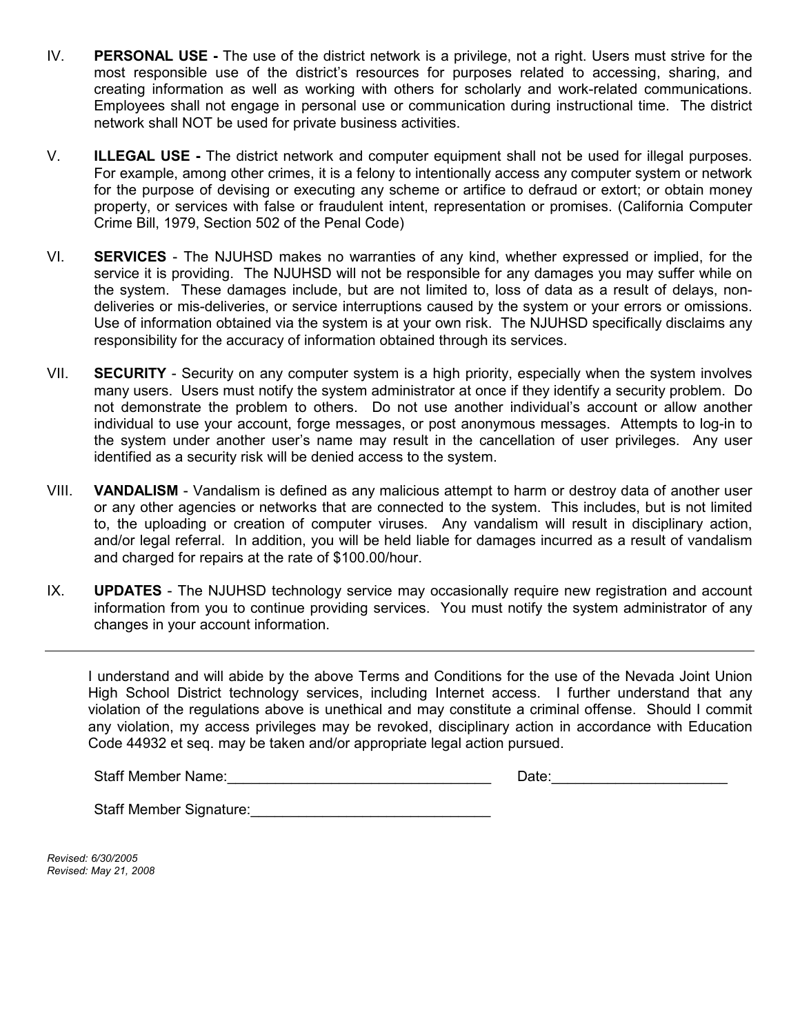IV. **PERSONAL USE -** The use of the district network is a privilege, not a right. Users must strive for the most responsible use of the district's resources for purposes related to accessing, sharing, and creating information as well as working with others for scholarly and work-related communications. Employees shall not engage in personal use or communication during instructional time. The district network shall NOT be used for private business activities.

V. **ILLEGAL USE -** The district network and computer equipment shall not be used for illegal purposes. For example, among other crimes, it is a felony to intentionally access any computer system or network for the purpose of devising or executing any scheme or artifice to defraud or extort; or obtain money property, or services with false or fraudulent intent, representation or promises. (California Computer Crime Bill, 1979, Section 502 of the Penal Code)

VI. **SERVICES** - The NJUHSD makes no warranties of any kind, whether expressed or implied, for the service it is providing. The NJUHSD will not be responsible for any damages you may suffer while on the system. These damages include, but are not limited to, loss of data as a result of delays, non-deliveries or mis-deliveries, or service interruptions caused by the system or your errors or omissions. Use of information obtained via the system is at your own risk. The NJUHSD specifically disclaims any responsibility for the accuracy of information obtained through its services.

VII. **SECURITY** - Security on any computer system is a high priority, especially when the system involves many users. Users must notify the system administrator at once if they identify a security problem. Do not demonstrate the problem to others. Do not use another individual's account or allow another individual to use your account, forge messages, or post anonymous messages. Attempts to log-in to the system under another user's name may result in the cancellation of user privileges. Any user identified as a security risk will be denied access to the system.

VIII. **VANDALISM** - Vandalism is defined as any malicious attempt to harm or destroy data of another user or any other agencies or networks that are connected to the system. This includes, but is not limited to, the uploading or creation of computer viruses. Any vandalism will result in disciplinary action, and/or legal referral. In addition, you will be held liable for damages incurred as a result of vandalism and charged for repairs at the rate of $100.00/hour.

IX. **UPDATES** - The NJUHSD technology service may occasionally require new registration and account information from you to continue providing services. You must notify the system administrator of any changes in your account information.

---

I understand and will abide by the above Terms and Conditions for the use of the Nevada Joint Union High School District technology services, including Internet access. I further understand that any violation of the regulations above is unethical and may constitute a criminal offense. Should I commit any violation, my access privileges may be revoked, disciplinary action in accordance with Education Code 44932 et seq. may be taken and/or appropriate legal action pursued.

Staff Member Name:_________________________________ Date:_____________________

Staff Member Signature:______________________________

*Revised: 6/30/2005*
*Revised: May 21, 2008*